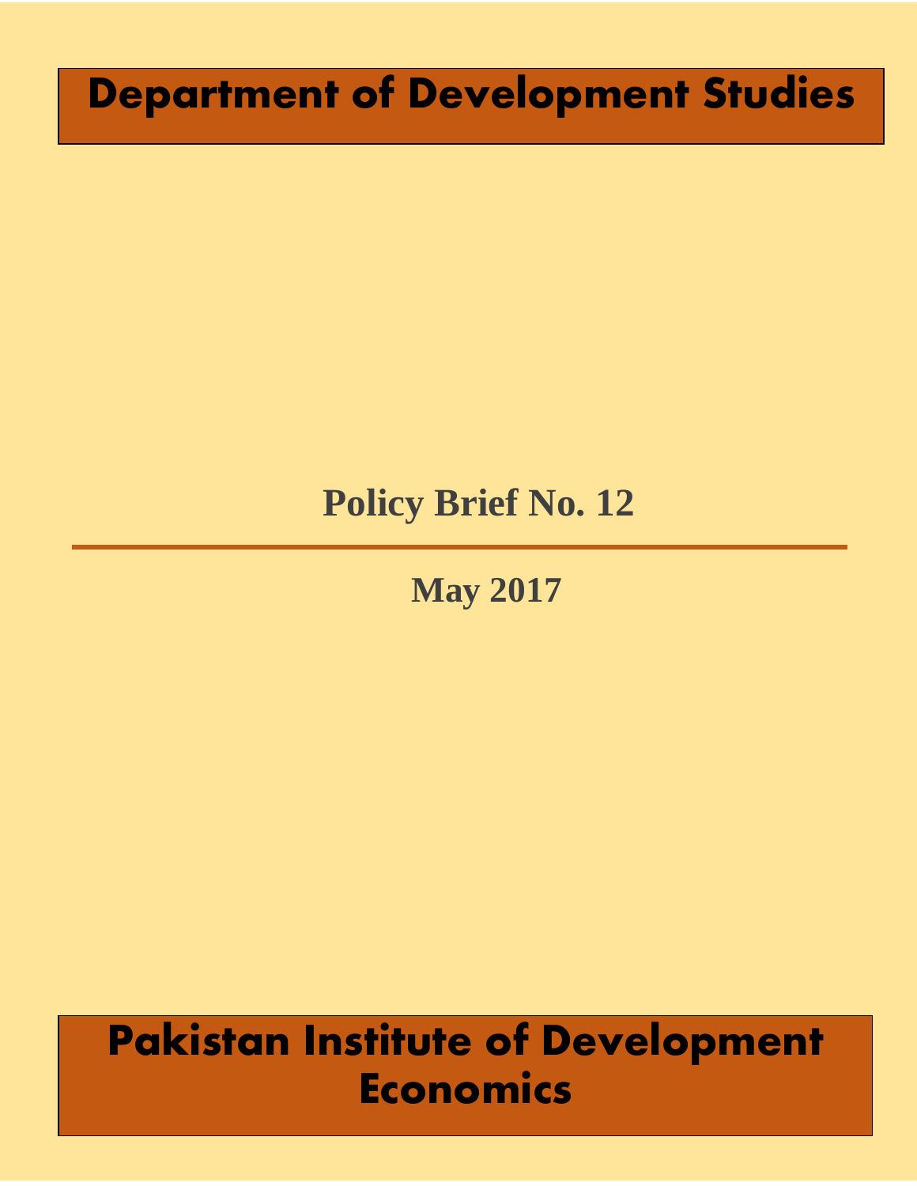# Department of Development Studies

## Policy Brief No. 12

---

**May 2017**

# Pakistan Institute of Development Economics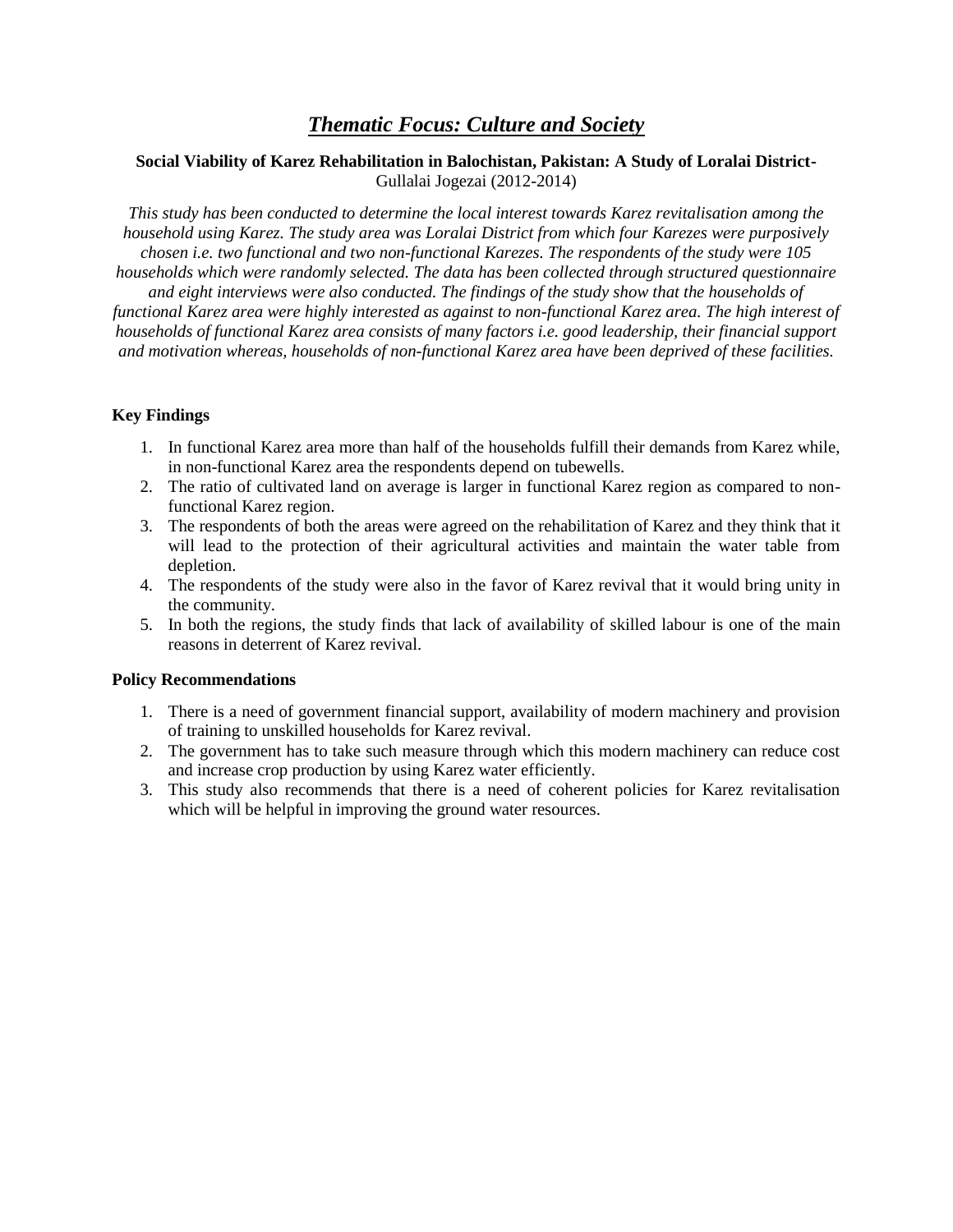## *Thematic Focus: Culture and Society*

**Social Viability of Karez Rehabilitation in Balochistan, Pakistan: A Study of Loralai District-**
Gullalai Jogezai (2012-2014)

*This study has been conducted to determine the local interest towards Karez revitalisation among the household using Karez. The study area was Loralai District from which four Karezes were purposively chosen i.e. two functional and two non-functional Karezes. The respondents of the study were 105 households which were randomly selected. The data has been collected through structured questionnaire and eight interviews were also conducted. The findings of the study show that the households of functional Karez area were highly interested as against to non-functional Karez area. The high interest of households of functional Karez area consists of many factors i.e. good leadership, their financial support and motivation whereas, households of non-functional Karez area have been deprived of these facilities.*

### Key Findings

1. In functional Karez area more than half of the households fulfill their demands from Karez while, in non-functional Karez area the respondents depend on tubewells.
2. The ratio of cultivated land on average is larger in functional Karez region as compared to non-functional Karez region.
3. The respondents of both the areas were agreed on the rehabilitation of Karez and they think that it will lead to the protection of their agricultural activities and maintain the water table from depletion.
4. The respondents of the study were also in the favor of Karez revival that it would bring unity in the community.
5. In both the regions, the study finds that lack of availability of skilled labour is one of the main reasons in deterrent of Karez revival.

### Policy Recommendations

1. There is a need of government financial support, availability of modern machinery and provision of training to unskilled households for Karez revival.
2. The government has to take such measure through which this modern machinery can reduce cost and increase crop production by using Karez water efficiently.
3. This study also recommends that there is a need of coherent policies for Karez revitalisation which will be helpful in improving the ground water resources.